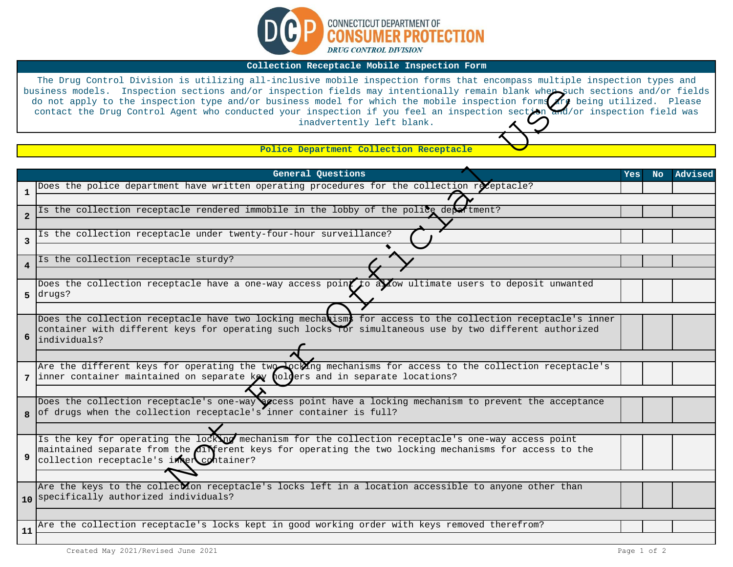CONNECTICUT DEPARTMENT OF
**CONSUMER PROTECTION**
*DRUG CONTROL DIVISION*

## Collection Receptacle Mobile Inspection Form

The Drug Control Division is utilizing all-inclusive mobile inspection forms that encompass multiple inspection types and business models. Inspection sections and/or inspection fields may intentionally remain blank when such sections and/or fields do not apply to the inspection type and/or business model for which the mobile inspection forms are being utilized. Please contact the Drug Control Agent who conducted your inspection if you feel an inspection section and/or inspection field was inadvertently left blank.

Not For Official Use

### Police Department Collection Receptacle

| | General Questions | Yes | No | Advised |
|---|---|---|---|---|
| 1 | Does the police department have written operating procedures for the collection receptacle? | | | |
| 2 | Is the collection receptacle rendered immobile in the lobby of the police department? | | | |
| 3 | Is the collection receptacle under twenty-four-hour surveillance? | | | |
| 4 | Is the collection receptacle sturdy? | | | |
| 5 | Does the collection receptacle have a one-way access point to allow ultimate users to deposit unwanted drugs? | | | |
| 6 | Does the collection receptacle have two locking mechanisms for access to the collection receptacle's inner container with different keys for operating such locks for simultaneous use by two different authorized individuals? | | | |
| 7 | Are the different keys for operating the two locking mechanisms for access to the collection receptacle's inner container maintained on separate key holders and in separate locations? | | | |
| 8 | Does the collection receptacle's one-way access point have a locking mechanism to prevent the acceptance of drugs when the collection receptacle's inner container is full? | | | |
| 9 | Is the key for operating the locking mechanism for the collection receptacle's one-way access point maintained separate from the different keys for operating the two locking mechanisms for access to the collection receptacle's inner container? | | | |
| 10 | Are the keys to the collection receptacle's locks left in a location accessible to anyone other than specifically authorized individuals? | | | |
| 11 | Are the collection receptacle's locks kept in good working order with keys removed therefrom? | | | |

Created May 2021/Revised June 2021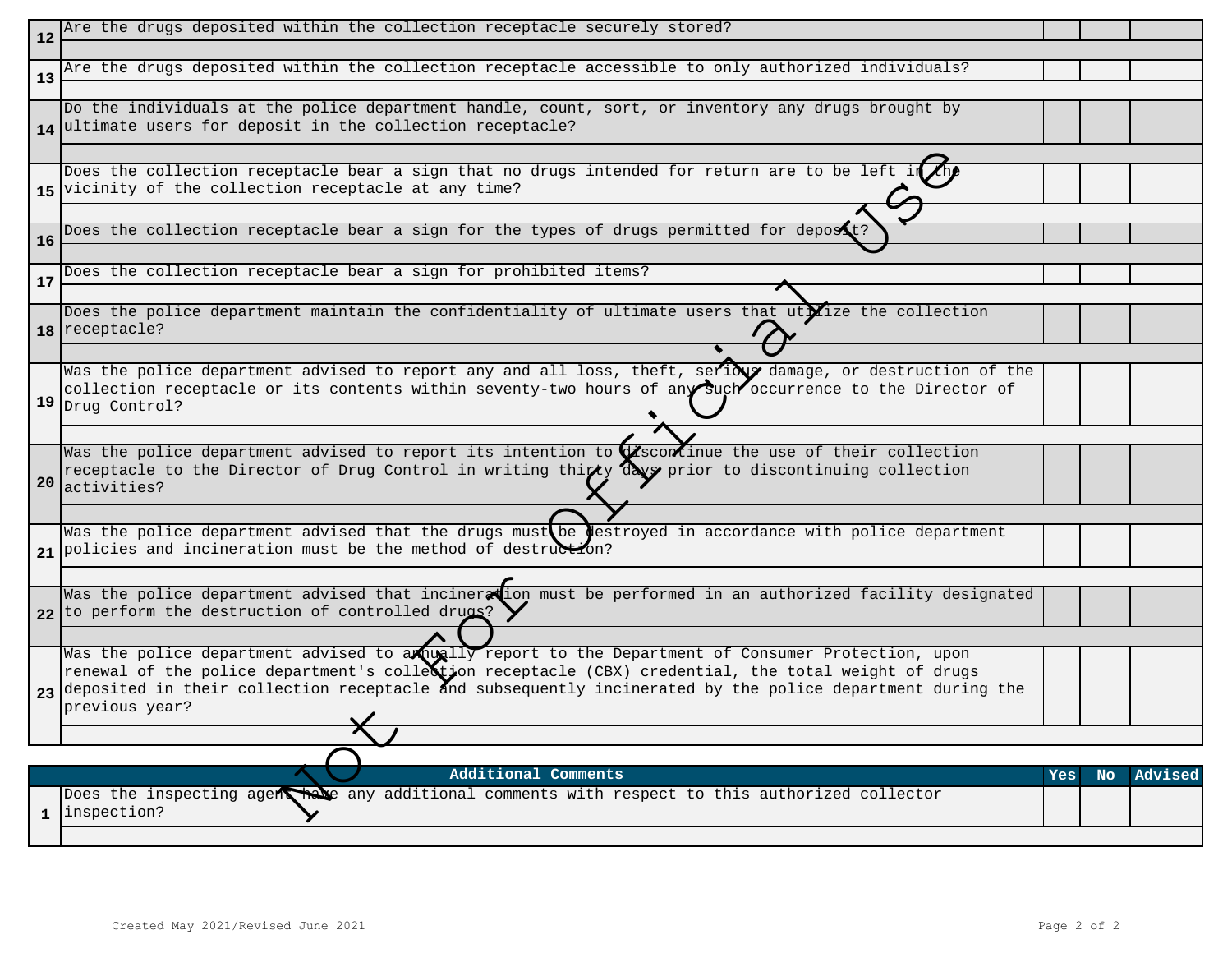| | | | | |
|---|---|---|---|---|
| 12 | Are the drugs deposited within the collection receptacle securely stored? | | | |
| | | | | |
| 13 | Are the drugs deposited within the collection receptacle accessible to only authorized individuals? | | | |
| | | | | |
| 14 | Do the individuals at the police department handle, count, sort, or inventory any drugs brought by ultimate users for deposit in the collection receptacle? | | | |
| | | | | |
| 15 | Does the collection receptacle bear a sign that no drugs intended for return are to be left in the vicinity of the collection receptacle at any time? | | | |
| | | | | |
| 16 | Does the collection receptacle bear a sign for the types of drugs permitted for deposit? | | | |
| | | | | |
| 17 | Does the collection receptacle bear a sign for prohibited items? | | | |
| | | | | |
| 18 | Does the police department maintain the confidentiality of ultimate users that utilize the collection receptacle? | | | |
| | | | | |
| 19 | Was the police department advised to report any and all loss, theft, serious damage, or destruction of the collection receptacle or its contents within seventy-two hours of any such occurrence to the Director of Drug Control? | | | |
| | | | | |
| 20 | Was the police department advised to report its intention to discontinue the use of their collection receptacle to the Director of Drug Control in writing thirty days prior to discontinuing collection activities? | | | |
| | | | | |
| 21 | Was the police department advised that the drugs must be destroyed in accordance with police department policies and incineration must be the method of destruction? | | | |
| | | | | |
| 22 | Was the police department advised that incineration must be performed in an authorized facility designated to perform the destruction of controlled drugs? | | | |
| | | | | |
| 23 | Was the police department advised to annually report to the Department of Consumer Protection, upon renewal of the police department's collection receptacle (CBX) credential, the total weight of drugs deposited in their collection receptacle and subsequently incinerated by the police department during the previous year? | | | |
| | | | | |

| | Additional Comments | Yes | No | Advised |
|---|---|---|---|---|
| 1 | Does the inspecting agent have any additional comments with respect to this authorized collector inspection? | | | |
| | | | | |

Not For Official Use

Created May 2021/Revised June 2021